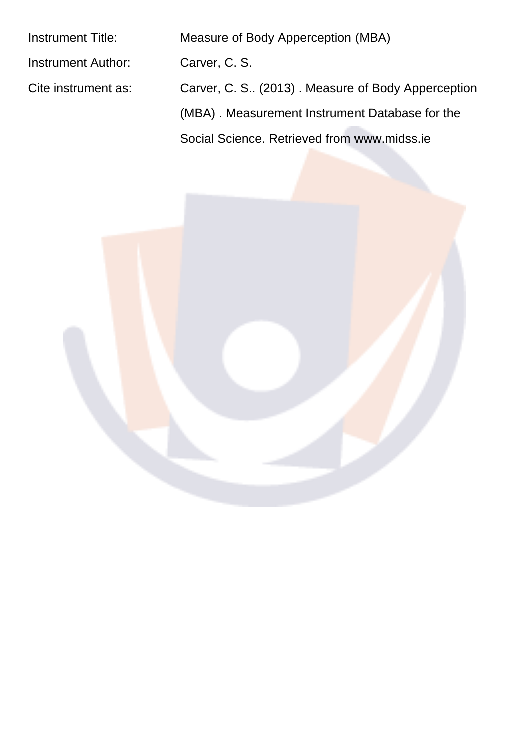Instrument Title: Measure of Body Apperception (MBA)

Instrument Author: Carver, C. S.

Cite instrument as: Carver, C. S.. (2013) . Measure of Body Apperception (MBA) . Measurement Instrument Database for the Social Science. Retrieved from www.midss.ie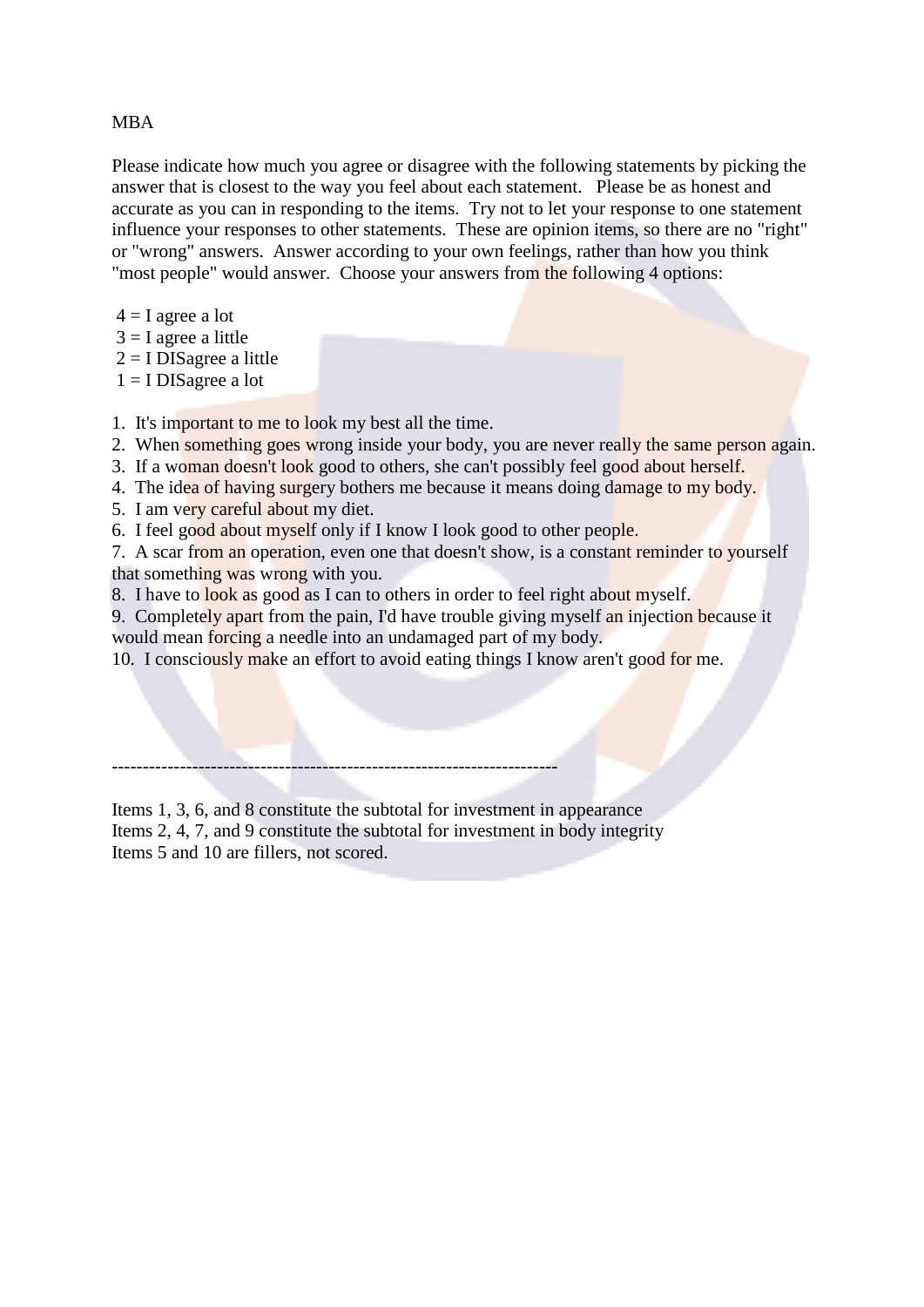MBA

Please indicate how much you agree or disagree with the following statements by picking the answer that is closest to the way you feel about each statement. Please be as honest and accurate as you can in responding to the items. Try not to let your response to one statement influence your responses to other statements. These are opinion items, so there are no "right" or "wrong" answers. Answer according to your own feelings, rather than how you think "most people" would answer. Choose your answers from the following 4 options:

4 = I agree a lot
3 = I agree a little
2 = I DISagree a little
1 = I DISagree a lot

1. It's important to me to look my best all the time.
2. When something goes wrong inside your body, you are never really the same person again.
3. If a woman doesn't look good to others, she can't possibly feel good about herself.
4. The idea of having surgery bothers me because it means doing damage to my body.
5. I am very careful about my diet.
6. I feel good about myself only if I know I look good to other people.
7. A scar from an operation, even one that doesn't show, is a constant reminder to yourself that something was wrong with you.
8. I have to look as good as I can to others in order to feel right about myself.
9. Completely apart from the pain, I'd have trouble giving myself an injection because it would mean forcing a needle into an undamaged part of my body.
10. I consciously make an effort to avoid eating things I know aren't good for me.

---

Items 1, 3, 6, and 8 constitute the subtotal for investment in appearance
Items 2, 4, 7, and 9 constitute the subtotal for investment in body integrity
Items 5 and 10 are fillers, not scored.